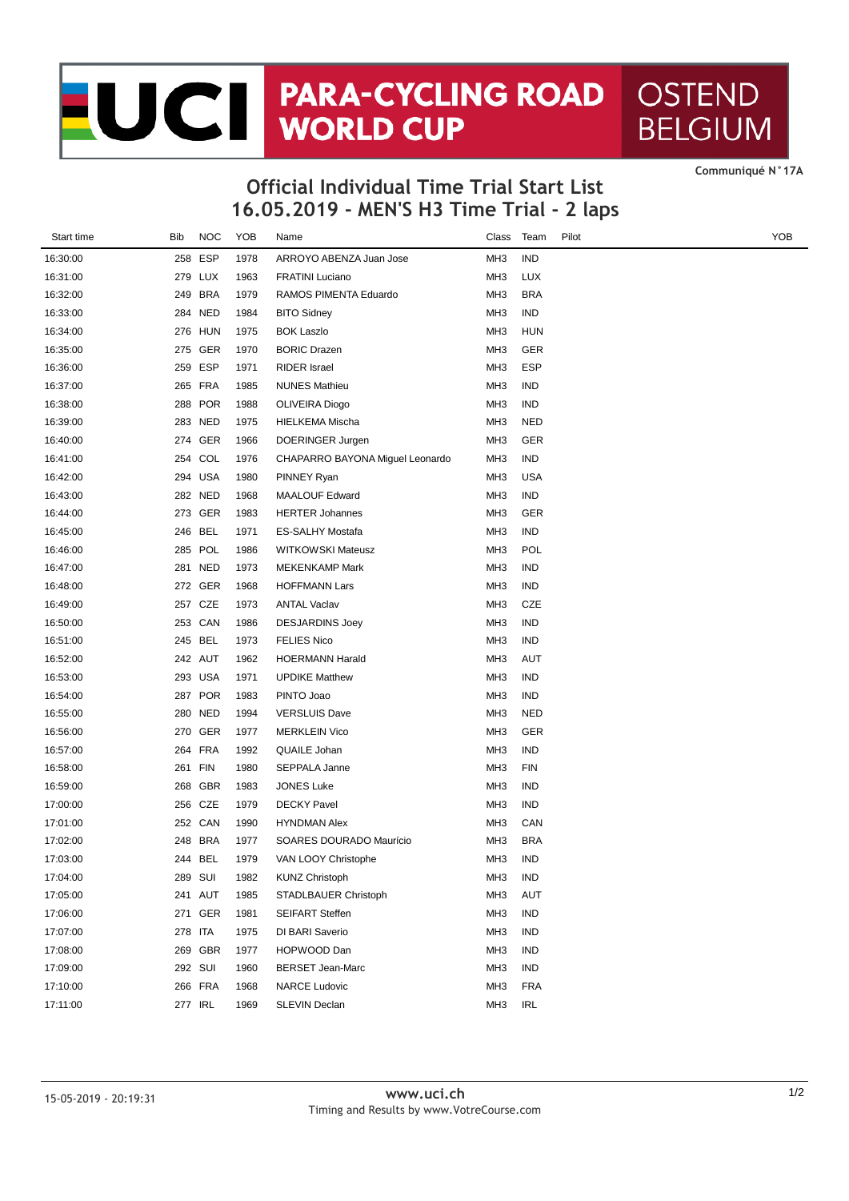# UCI PARA-CYCLING ROAD WORLD CUP OSTEND BELGIUM

Communiqué N°17A

## Official Individual Time Trial Start List
## 16.05.2019 - MEN'S H3 Time Trial - 2 laps

| Start time | Bib | NOC | YOB | Name | Class | Team | Pilot | YOB |
|---|---|---|---|---|---|---|---|---|
| 16:30:00 | 258 | ESP | 1978 | ARROYO ABENZA Juan Jose | MH3 | IND | | |
| 16:31:00 | 279 | LUX | 1963 | FRATINI Luciano | MH3 | LUX | | |
| 16:32:00 | 249 | BRA | 1979 | RAMOS PIMENTA Eduardo | MH3 | BRA | | |
| 16:33:00 | 284 | NED | 1984 | BITO Sidney | MH3 | IND | | |
| 16:34:00 | 276 | HUN | 1975 | BOK Laszlo | MH3 | HUN | | |
| 16:35:00 | 275 | GER | 1970 | BORIC Drazen | MH3 | GER | | |
| 16:36:00 | 259 | ESP | 1971 | RIDER Israel | MH3 | ESP | | |
| 16:37:00 | 265 | FRA | 1985 | NUNES Mathieu | MH3 | IND | | |
| 16:38:00 | 288 | POR | 1988 | OLIVEIRA Diogo | MH3 | IND | | |
| 16:39:00 | 283 | NED | 1975 | HIELKEMA Mischa | MH3 | NED | | |
| 16:40:00 | 274 | GER | 1966 | DOERINGER Jurgen | MH3 | GER | | |
| 16:41:00 | 254 | COL | 1976 | CHAPARRO BAYONA Miguel Leonardo | MH3 | IND | | |
| 16:42:00 | 294 | USA | 1980 | PINNEY Ryan | MH3 | USA | | |
| 16:43:00 | 282 | NED | 1968 | MAALOUF Edward | MH3 | IND | | |
| 16:44:00 | 273 | GER | 1983 | HERTER Johannes | MH3 | GER | | |
| 16:45:00 | 246 | BEL | 1971 | ES-SALHY Mostafa | MH3 | IND | | |
| 16:46:00 | 285 | POL | 1986 | WITKOWSKI Mateusz | MH3 | POL | | |
| 16:47:00 | 281 | NED | 1973 | MEKENKAMP Mark | MH3 | IND | | |
| 16:48:00 | 272 | GER | 1968 | HOFFMANN Lars | MH3 | IND | | |
| 16:49:00 | 257 | CZE | 1973 | ANTAL Vaclav | MH3 | CZE | | |
| 16:50:00 | 253 | CAN | 1986 | DESJARDINS Joey | MH3 | IND | | |
| 16:51:00 | 245 | BEL | 1973 | FELIES Nico | MH3 | IND | | |
| 16:52:00 | 242 | AUT | 1962 | HOERMANN Harald | MH3 | AUT | | |
| 16:53:00 | 293 | USA | 1971 | UPDIKE Matthew | MH3 | IND | | |
| 16:54:00 | 287 | POR | 1983 | PINTO Joao | MH3 | IND | | |
| 16:55:00 | 280 | NED | 1994 | VERSLUIS Dave | MH3 | NED | | |
| 16:56:00 | 270 | GER | 1977 | MERKLEIN Vico | MH3 | GER | | |
| 16:57:00 | 264 | FRA | 1992 | QUAILE Johan | MH3 | IND | | |
| 16:58:00 | 261 | FIN | 1980 | SEPPALA Janne | MH3 | FIN | | |
| 16:59:00 | 268 | GBR | 1983 | JONES Luke | MH3 | IND | | |
| 17:00:00 | 256 | CZE | 1979 | DECKY Pavel | MH3 | IND | | |
| 17:01:00 | 252 | CAN | 1990 | HYNDMAN Alex | MH3 | CAN | | |
| 17:02:00 | 248 | BRA | 1977 | SOARES DOURADO Maurício | MH3 | BRA | | |
| 17:03:00 | 244 | BEL | 1979 | VAN LOOY Christophe | MH3 | IND | | |
| 17:04:00 | 289 | SUI | 1982 | KUNZ Christoph | MH3 | IND | | |
| 17:05:00 | 241 | AUT | 1985 | STADLBAUER Christoph | MH3 | AUT | | |
| 17:06:00 | 271 | GER | 1981 | SEIFART Steffen | MH3 | IND | | |
| 17:07:00 | 278 | ITA | 1975 | DI BARI Saverio | MH3 | IND | | |
| 17:08:00 | 269 | GBR | 1977 | HOPWOOD Dan | MH3 | IND | | |
| 17:09:00 | 292 | SUI | 1960 | BERSET Jean-Marc | MH3 | IND | | |
| 17:10:00 | 266 | FRA | 1968 | NARCE Ludovic | MH3 | FRA | | |
| 17:11:00 | 277 | IRL | 1969 | SLEVIN Declan | MH3 | IRL | | |

15-05-2019 - 20:19:31

www.uci.ch

Timing and Results by www.VotreCourse.com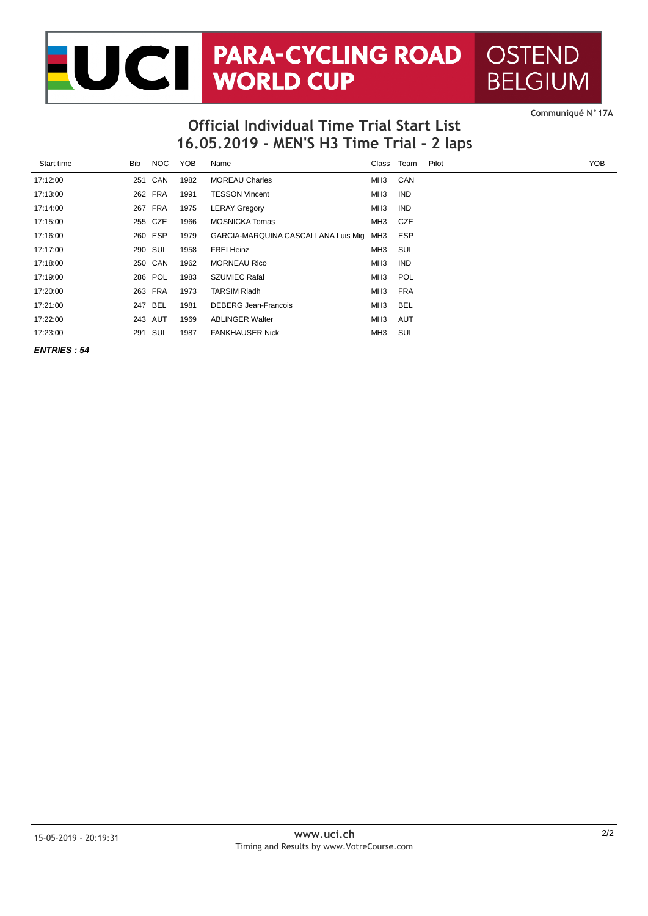UCI PARA-CYCLING ROAD WORLD CUP OSTEND BELGIUM

Communiqué N°17A

## Official Individual Time Trial Start List
## 16.05.2019 - MEN'S H3 Time Trial - 2 laps

| Start time | Bib | NOC | YOB | Name | Class | Team | Pilot | YOB |
|---|---|---|---|---|---|---|---|---|
| 17:12:00 | 251 | CAN | 1982 | MOREAU Charles | MH3 | CAN | | |
| 17:13:00 | 262 | FRA | 1991 | TESSON Vincent | MH3 | IND | | |
| 17:14:00 | 267 | FRA | 1975 | LERAY Gregory | MH3 | IND | | |
| 17:15:00 | 255 | CZE | 1966 | MOSNICKA Tomas | MH3 | CZE | | |
| 17:16:00 | 260 | ESP | 1979 | GARCIA-MARQUINA CASCALLANA Luis Mig | MH3 | ESP | | |
| 17:17:00 | 290 | SUI | 1958 | FREI Heinz | MH3 | SUI | | |
| 17:18:00 | 250 | CAN | 1962 | MORNEAU Rico | MH3 | IND | | |
| 17:19:00 | 286 | POL | 1983 | SZUMIEC Rafal | MH3 | POL | | |
| 17:20:00 | 263 | FRA | 1973 | TARSIM Riadh | MH3 | FRA | | |
| 17:21:00 | 247 | BEL | 1981 | DEBERG Jean-Francois | MH3 | BEL | | |
| 17:22:00 | 243 | AUT | 1969 | ABLINGER Walter | MH3 | AUT | | |
| 17:23:00 | 291 | SUI | 1987 | FANKHAUSER Nick | MH3 | SUI | | |

***ENTRIES : 54***

15-05-2019 - 20:19:31

**www.uci.ch**
Timing and Results by www.VotreCourse.com